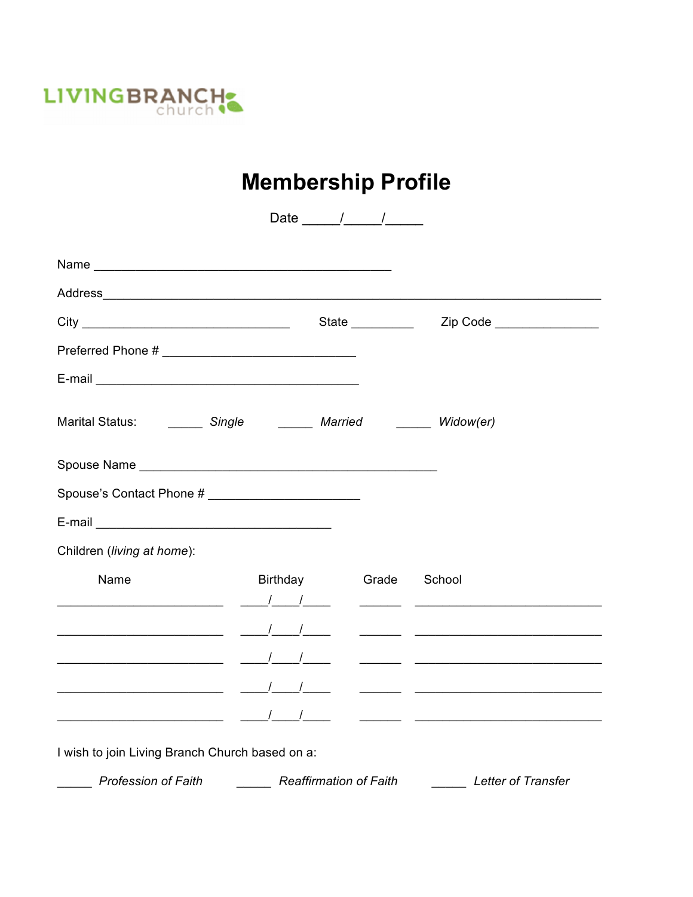LIVINGBRANCH church

# Membership Profile

Date _____/_____/_____

Name ____________________________________________

Address______________________________________________________________________

City _______________________________ State _________ Zip Code _______________

Preferred Phone # _____________________________

E-mail _______________________________________

Marital Status: _____ *Single* _____ *Married* _____ *Widow(er)*

Spouse Name ____________________________________________

Spouse's Contact Phone # ______________________

E-mail ___________________________________

Children (*living at home*):

| Name | Birthday | Grade | School |
|---|---|---|---|
| _________________________ | ____/____/____ | ______ | ____________________________ |
| _________________________ | ____/____/____ | ______ | ____________________________ |
| _________________________ | ____/____/____ | ______ | ____________________________ |
| _________________________ | ____/____/____ | ______ | ____________________________ |
| _________________________ | ____/____/____ | ______ | ____________________________ |

I wish to join Living Branch Church based on a:

_____ *Profession of Faith* _____ *Reaffirmation of Faith* _____ *Letter of Transfer*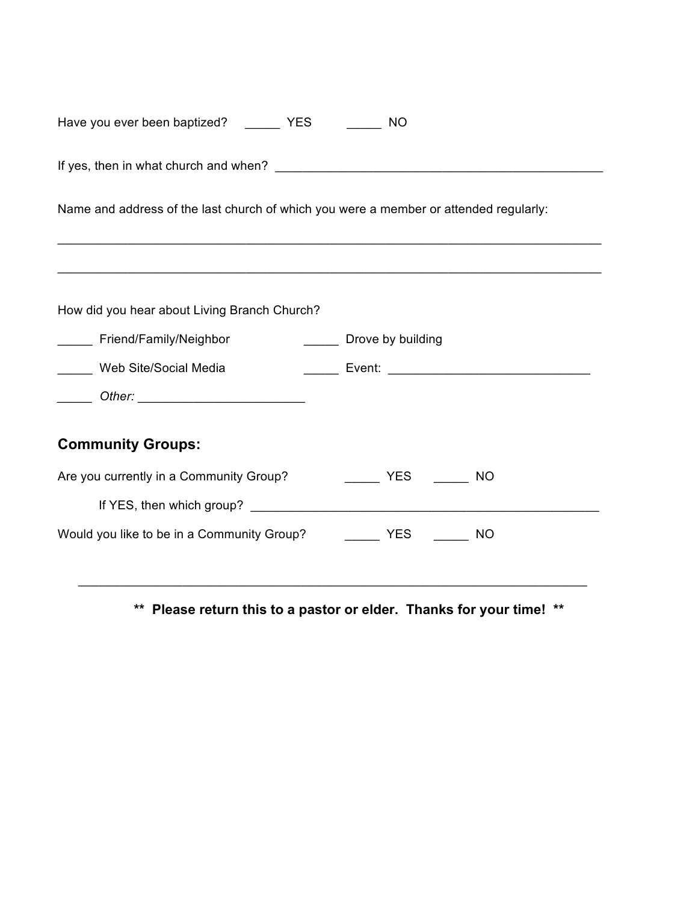Have you ever been baptized? _____ YES _____ NO

If yes, then in what church and when? ________________________________________________

Name and address of the last church of which you were a member or attended regularly:

_________________________________________________________________________________

_________________________________________________________________________________

How did you hear about Living Branch Church?

_____ Friend/Family/Neighbor _____ Drove by building

_____ Web Site/Social Media _____ Event: _____________________________

_____ *Other:* _______________________

## Community Groups:

Are you currently in a Community Group? _____ YES _____ NO

If YES, then which group? ___________________________________________________

Would you like to be in a Community Group? _____ YES _____ NO

---

**** Please return this to a pastor or elder. Thanks for your time! ****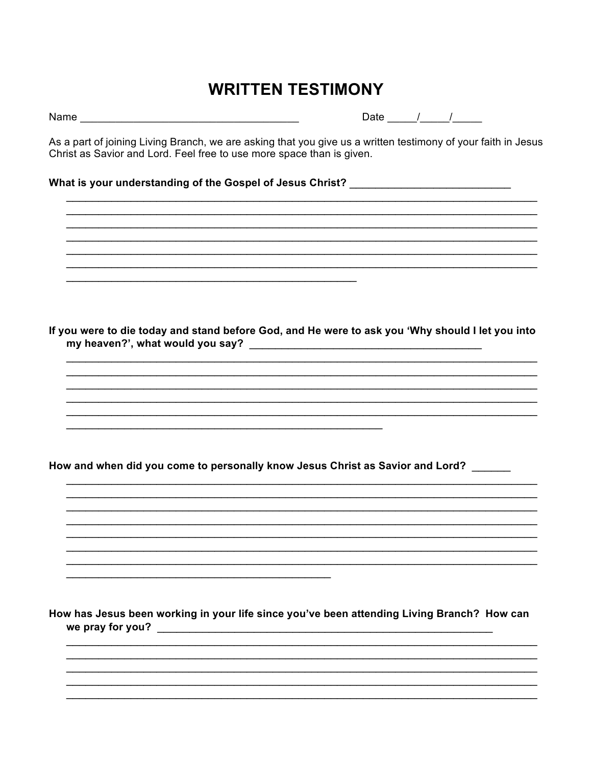# WRITTEN TESTIMONY

Name ____________________________________ Date _____/_____/_____

As a part of joining Living Branch, we are asking that you give us a written testimony of your faith in Jesus Christ as Savior and Lord. Feel free to use more space than is given.

**What is your understanding of the Gospel of Jesus Christ?** ___________________________

________________________________________________________________________________
________________________________________________________________________________
________________________________________________________________________________
________________________________________________________________________________
________________________________________________________________________________
________________________________________________________________________________
_______________________________________________

**If you were to die today and stand before God, and He were to ask you 'Why should I let you into my heaven?', what would you say?** ________________________________________

________________________________________________________________________________
________________________________________________________________________________
________________________________________________________________________________
________________________________________________________________________________
________________________________________________________________________________
____________________________________________________

**How and when did you come to personally know Jesus Christ as Savior and Lord?** _______

________________________________________________________________________________
________________________________________________________________________________
________________________________________________________________________________
________________________________________________________________________________
________________________________________________________________________________
________________________________________________________________________________
________________________________________________________________________________
___________________________________________

**How has Jesus been working in your life since you've been attending Living Branch? How can we pray for you?** ____________________________________________________________

________________________________________________________________________________
________________________________________________________________________________
________________________________________________________________________________
________________________________________________________________________________
________________________________________________________________________________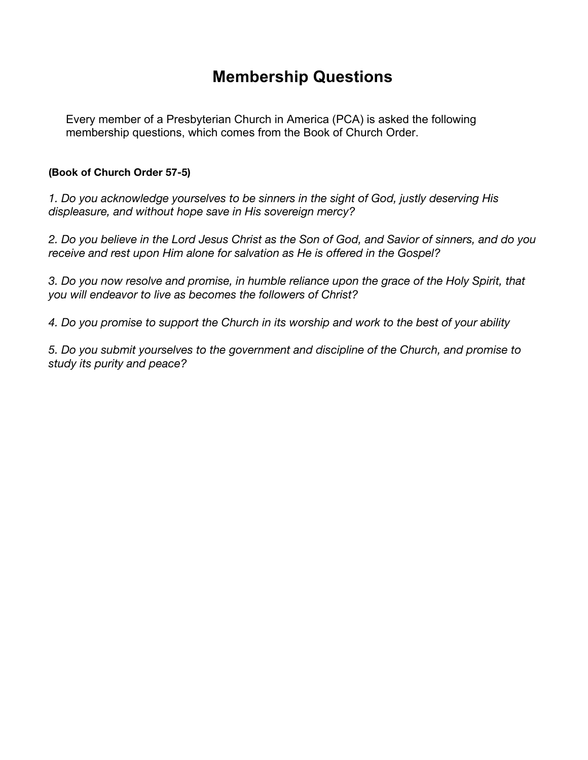# Membership Questions

Every member of a Presbyterian Church in America (PCA) is asked the following membership questions, which comes from the Book of Church Order.

**(Book of Church Order 57-5)**

*1. Do you acknowledge yourselves to be sinners in the sight of God, justly deserving His displeasure, and without hope save in His sovereign mercy?*

*2. Do you believe in the Lord Jesus Christ as the Son of God, and Savior of sinners, and do you receive and rest upon Him alone for salvation as He is offered in the Gospel?*

*3. Do you now resolve and promise, in humble reliance upon the grace of the Holy Spirit, that you will endeavor to live as becomes the followers of Christ?*

*4. Do you promise to support the Church in its worship and work to the best of your ability*

*5. Do you submit yourselves to the government and discipline of the Church, and promise to study its purity and peace?*